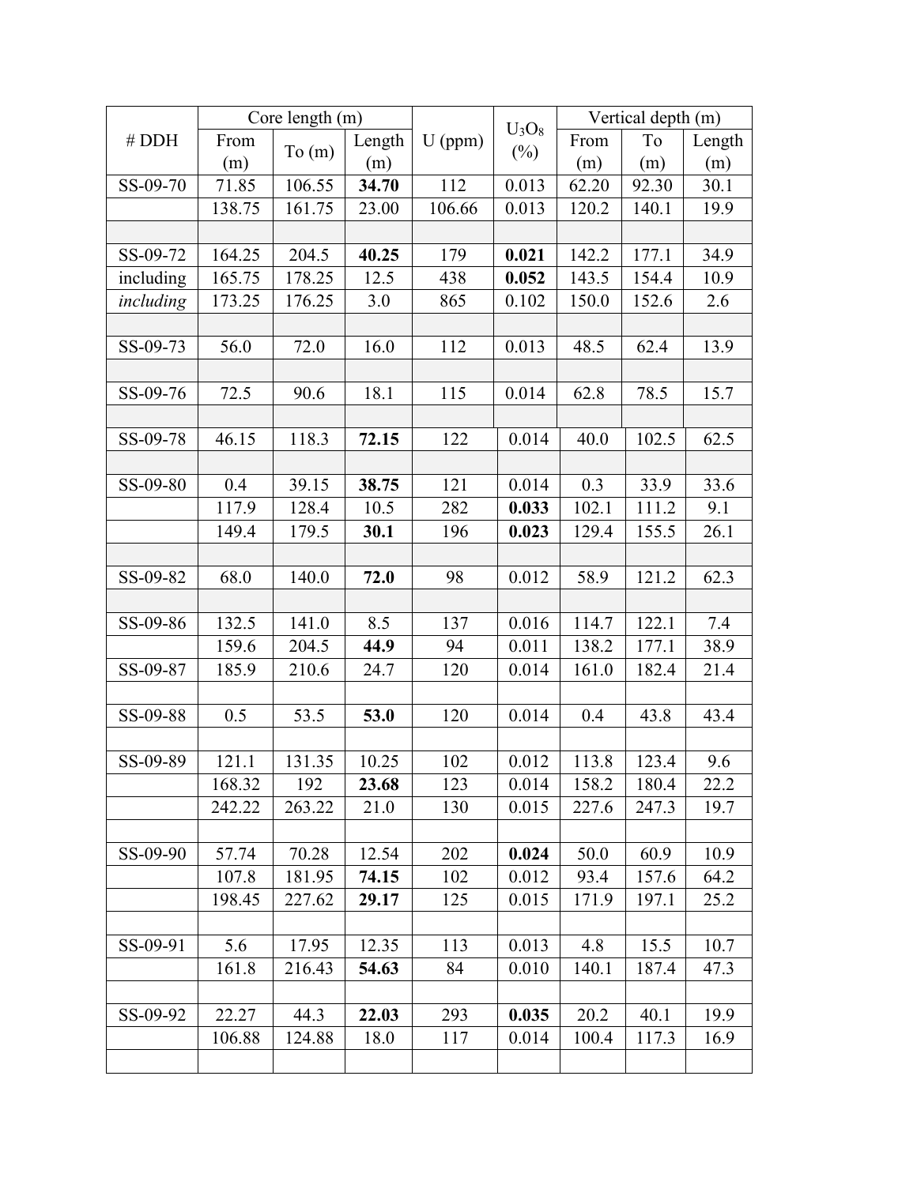| # DDH | Core length (m) | | | U (ppm) | $U_3O_8$ (%) | Vertical depth (m) | | |
|---|---|---|---|---|---|---|---|---|
| | From (m) | To (m) | Length (m) | | | From (m) | To (m) | Length (m) |
| SS-09-70 | 71.85 | 106.55 | **34.70** | 112 | 0.013 | 62.20 | 92.30 | 30.1 |
| | 138.75 | 161.75 | 23.00 | 106.66 | 0.013 | 120.2 | 140.1 | 19.9 |
| | | | | | | | | |
| SS-09-72 | 164.25 | 204.5 | **40.25** | 179 | **0.021** | 142.2 | 177.1 | 34.9 |
| including | 165.75 | 178.25 | 12.5 | 438 | **0.052** | 143.5 | 154.4 | 10.9 |
| *including* | 173.25 | 176.25 | 3.0 | 865 | 0.102 | 150.0 | 152.6 | 2.6 |
| | | | | | | | | |
| SS-09-73 | 56.0 | 72.0 | 16.0 | 112 | 0.013 | 48.5 | 62.4 | 13.9 |
| | | | | | | | | |
| SS-09-76 | 72.5 | 90.6 | 18.1 | 115 | 0.014 | 62.8 | 78.5 | 15.7 |
| | | | | | | | | |
| SS-09-78 | 46.15 | 118.3 | **72.15** | 122 | 0.014 | 40.0 | 102.5 | 62.5 |
| | | | | | | | | |
| SS-09-80 | 0.4 | 39.15 | **38.75** | 121 | 0.014 | 0.3 | 33.9 | 33.6 |
| | 117.9 | 128.4 | 10.5 | 282 | **0.033** | 102.1 | 111.2 | 9.1 |
| | 149.4 | 179.5 | **30.1** | 196 | **0.023** | 129.4 | 155.5 | 26.1 |
| | | | | | | | | |
| SS-09-82 | 68.0 | 140.0 | **72.0** | 98 | 0.012 | 58.9 | 121.2 | 62.3 |
| | | | | | | | | |
| SS-09-86 | 132.5 | 141.0 | 8.5 | 137 | 0.016 | 114.7 | 122.1 | 7.4 |
| | 159.6 | 204.5 | **44.9** | 94 | 0.011 | 138.2 | 177.1 | 38.9 |
| SS-09-87 | 185.9 | 210.6 | 24.7 | 120 | 0.014 | 161.0 | 182.4 | 21.4 |
| | | | | | | | | |
| SS-09-88 | 0.5 | 53.5 | **53.0** | 120 | 0.014 | 0.4 | 43.8 | 43.4 |
| | | | | | | | | |
| SS-09-89 | 121.1 | 131.35 | 10.25 | 102 | 0.012 | 113.8 | 123.4 | 9.6 |
| | 168.32 | 192 | **23.68** | 123 | 0.014 | 158.2 | 180.4 | 22.2 |
| | 242.22 | 263.22 | 21.0 | 130 | 0.015 | 227.6 | 247.3 | 19.7 |
| | | | | | | | | |
| SS-09-90 | 57.74 | 70.28 | 12.54 | 202 | **0.024** | 50.0 | 60.9 | 10.9 |
| | 107.8 | 181.95 | **74.15** | 102 | 0.012 | 93.4 | 157.6 | 64.2 |
| | 198.45 | 227.62 | **29.17** | 125 | 0.015 | 171.9 | 197.1 | 25.2 |
| | | | | | | | | |
| SS-09-91 | 5.6 | 17.95 | 12.35 | 113 | 0.013 | 4.8 | 15.5 | 10.7 |
| | 161.8 | 216.43 | **54.63** | 84 | 0.010 | 140.1 | 187.4 | 47.3 |
| | | | | | | | | |
| SS-09-92 | 22.27 | 44.3 | **22.03** | 293 | **0.035** | 20.2 | 40.1 | 19.9 |
| | 106.88 | 124.88 | 18.0 | 117 | 0.014 | 100.4 | 117.3 | 16.9 |
| | | | | | | | | |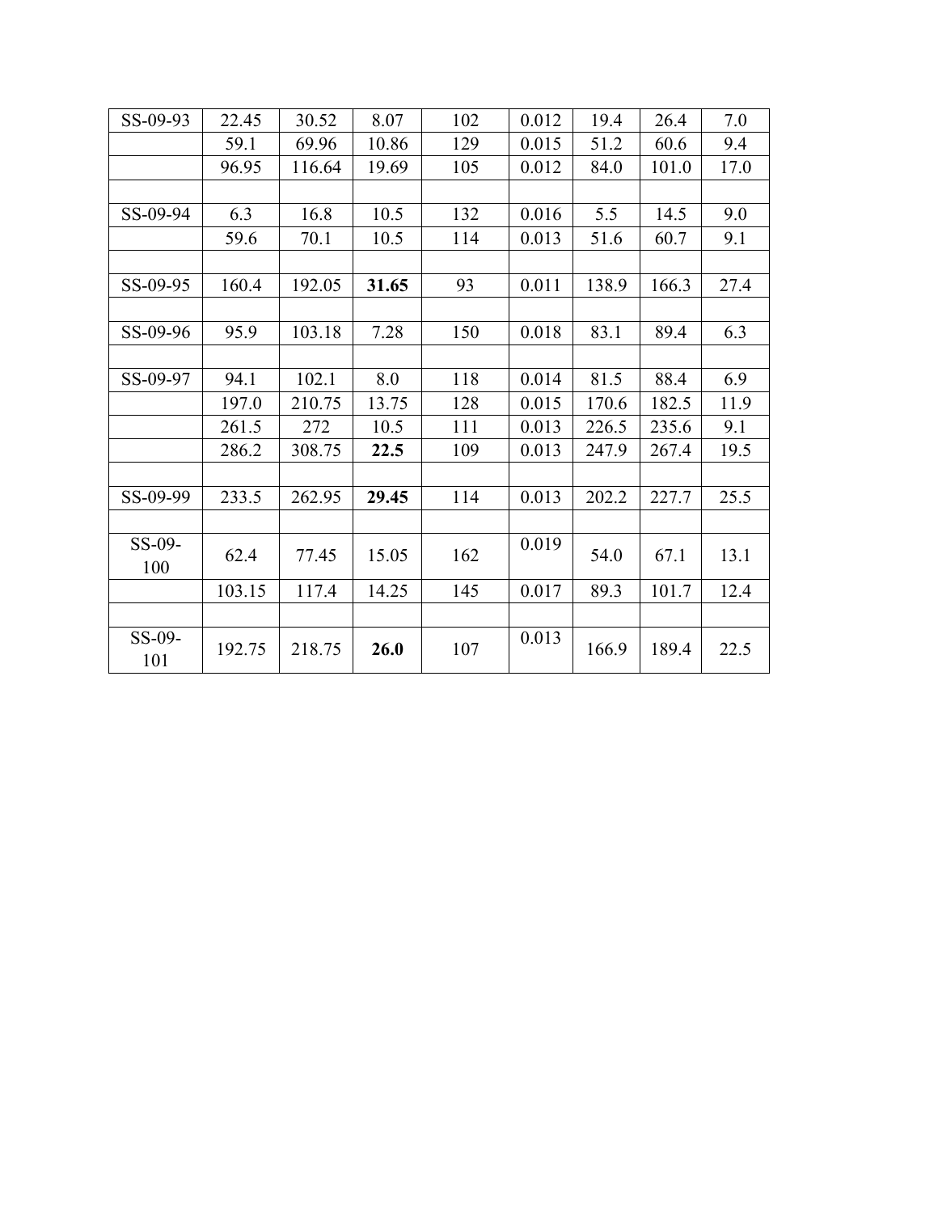| | | | | | | | | |
|---|---|---|---|---|---|---|---|---|
| SS-09-93 | 22.45 | 30.52 | 8.07 | 102 | 0.012 | 19.4 | 26.4 | 7.0 |
| | 59.1 | 69.96 | 10.86 | 129 | 0.015 | 51.2 | 60.6 | 9.4 |
| | 96.95 | 116.64 | 19.69 | 105 | 0.012 | 84.0 | 101.0 | 17.0 |
| | | | | | | | | |
| SS-09-94 | 6.3 | 16.8 | 10.5 | 132 | 0.016 | 5.5 | 14.5 | 9.0 |
| | 59.6 | 70.1 | 10.5 | 114 | 0.013 | 51.6 | 60.7 | 9.1 |
| | | | | | | | | |
| SS-09-95 | 160.4 | 192.05 | **31.65** | 93 | 0.011 | 138.9 | 166.3 | 27.4 |
| | | | | | | | | |
| SS-09-96 | 95.9 | 103.18 | 7.28 | 150 | 0.018 | 83.1 | 89.4 | 6.3 |
| | | | | | | | | |
| SS-09-97 | 94.1 | 102.1 | 8.0 | 118 | 0.014 | 81.5 | 88.4 | 6.9 |
| | 197.0 | 210.75 | 13.75 | 128 | 0.015 | 170.6 | 182.5 | 11.9 |
| | 261.5 | 272 | 10.5 | 111 | 0.013 | 226.5 | 235.6 | 9.1 |
| | 286.2 | 308.75 | **22.5** | 109 | 0.013 | 247.9 | 267.4 | 19.5 |
| | | | | | | | | |
| SS-09-99 | 233.5 | 262.95 | **29.45** | 114 | 0.013 | 202.2 | 227.7 | 25.5 |
| | | | | | | | | |
| SS-09-100 | 62.4 | 77.45 | 15.05 | 162 | 0.019 | 54.0 | 67.1 | 13.1 |
| | 103.15 | 117.4 | 14.25 | 145 | 0.017 | 89.3 | 101.7 | 12.4 |
| | | | | | | | | |
| SS-09-101 | 192.75 | 218.75 | **26.0** | 107 | 0.013 | 166.9 | 189.4 | 22.5 |